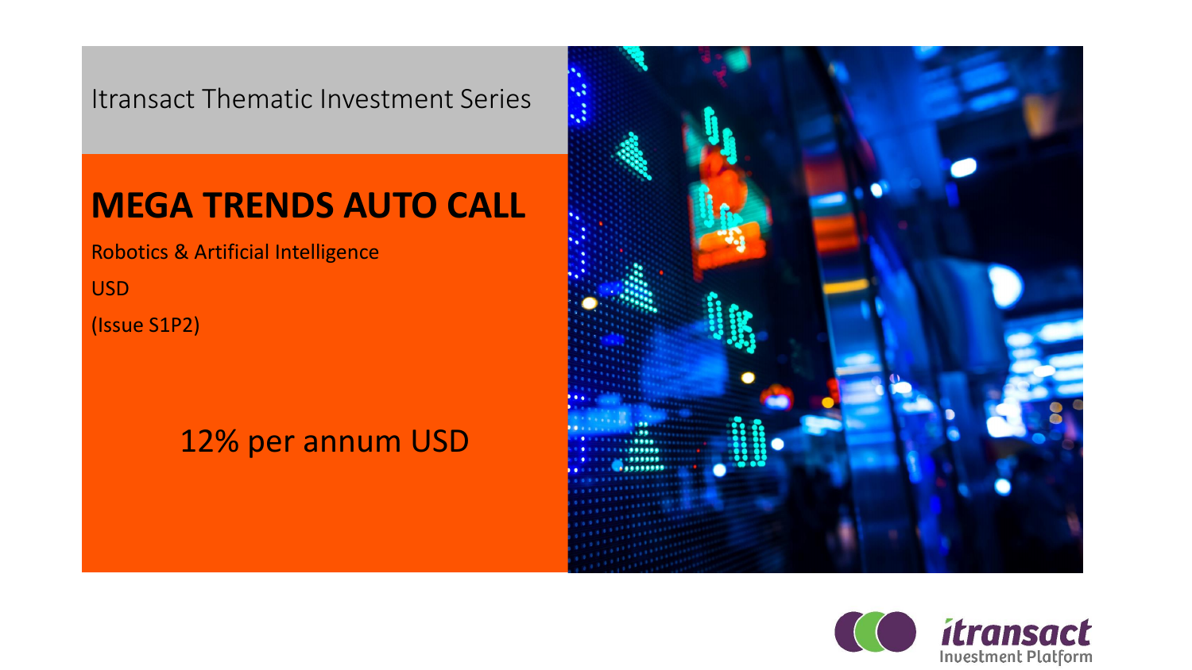Itransact Thematic Investment Series

# MEGA TRENDS AUTO CALL

Robotics & Artificial Intelligence

USD

(Issue S1P2)

12% per annum USD

itransact Investment Platform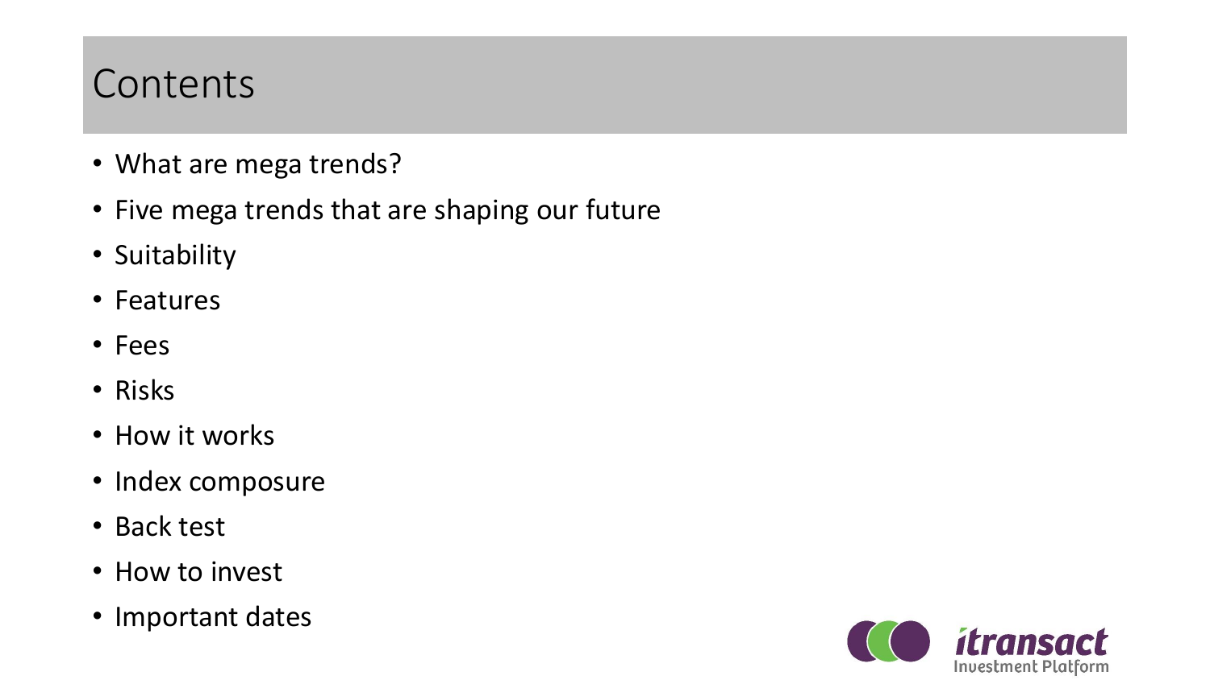# Contents

- What are mega trends?
- Five mega trends that are shaping our future
- Suitability
- Features
- Fees
- Risks
- How it works
- Index composure
- Back test
- How to invest
- Important dates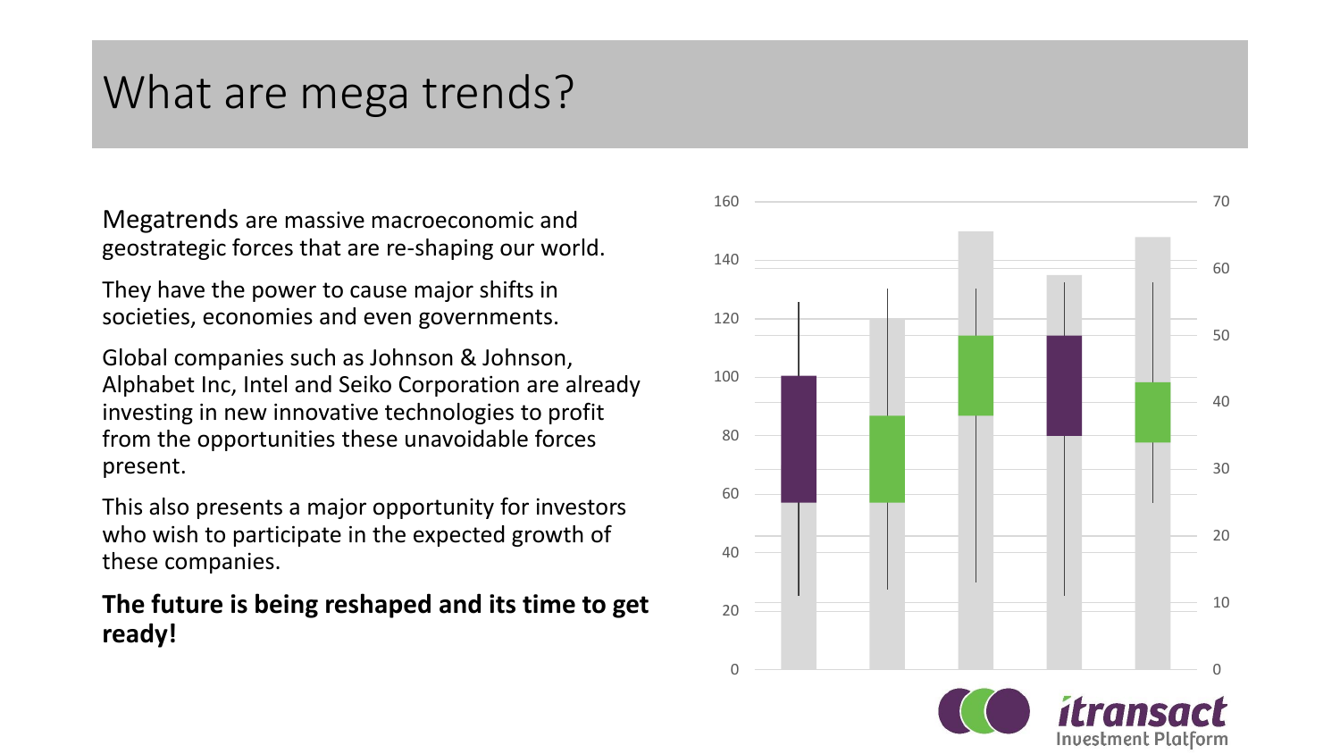# What are mega trends?

Megatrends are massive macroeconomic and geostrategic forces that are re-shaping our world.

They have the power to cause major shifts in societies, economies and even governments.

Global companies such as Johnson & Johnson, Alphabet Inc, Intel and Seiko Corporation are already investing in new innovative technologies to profit from the opportunities these unavoidable forces present.

This also presents a major opportunity for investors who wish to participate in the expected growth of these companies.

**The future is being reshaped and its time to get ready!**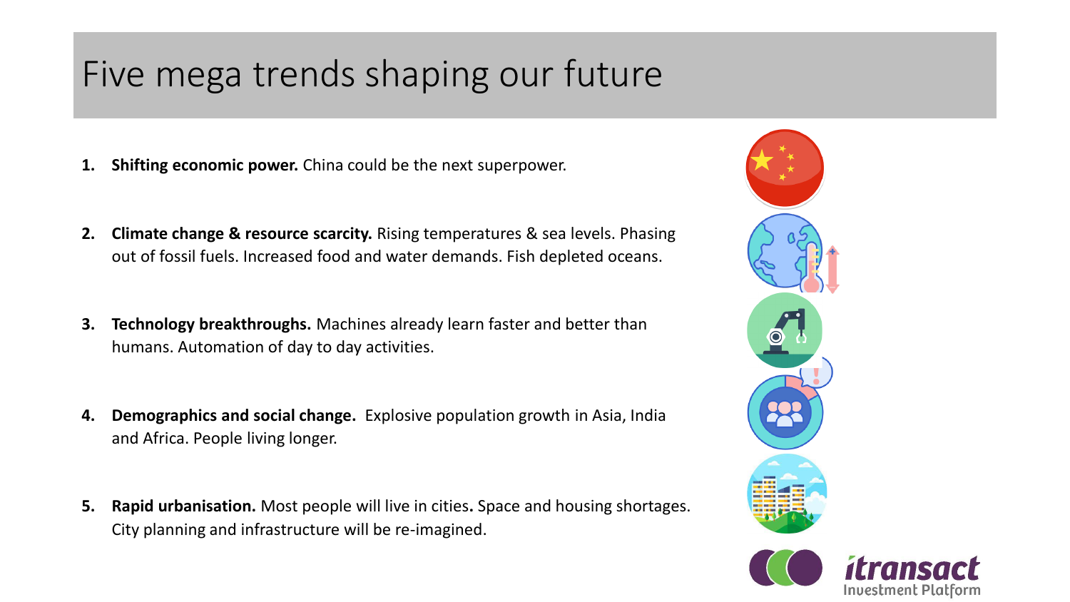# Five mega trends shaping our future

1. **Shifting economic power.** China could be the next superpower.

2. **Climate change & resource scarcity.** Rising temperatures & sea levels. Phasing out of fossil fuels. Increased food and water demands. Fish depleted oceans.

3. **Technology breakthroughs.** Machines already learn faster and better than humans. Automation of day to day activities.

4. **Demographics and social change.** Explosive population growth in Asia, India and Africa. People living longer.

5. **Rapid urbanisation.** Most people will live in cities. Space and housing shortages. City planning and infrastructure will be re-imagined.

itransact Investment Platform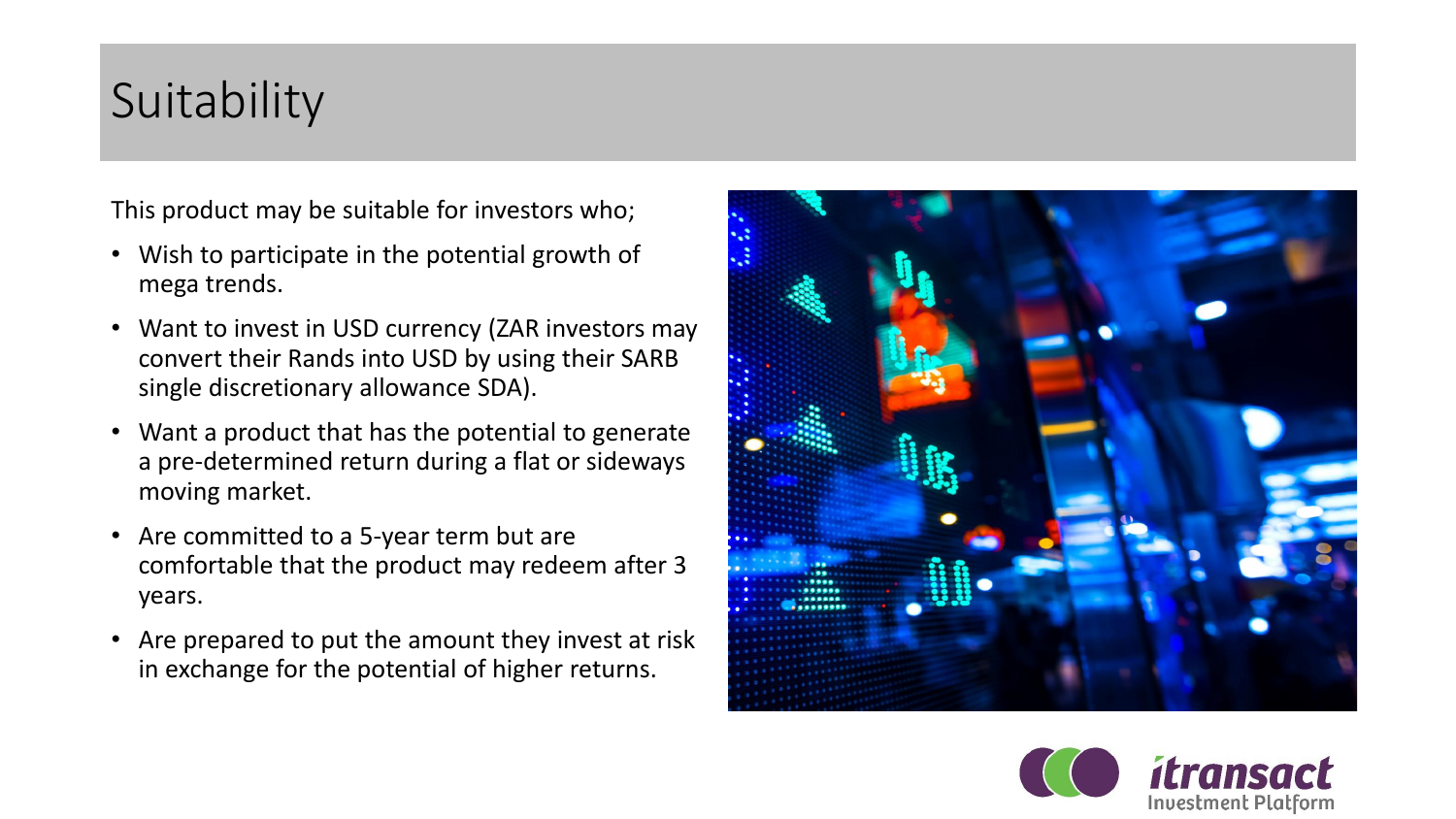# Suitability

This product may be suitable for investors who;

- Wish to participate in the potential growth of mega trends.
- Want to invest in USD currency (ZAR investors may convert their Rands into USD by using their SARB single discretionary allowance SDA).
- Want a product that has the potential to generate a pre-determined return during a flat or sideways moving market.
- Are committed to a 5-year term but are comfortable that the product may redeem after 3 years.
- Are prepared to put the amount they invest at risk in exchange for the potential of higher returns.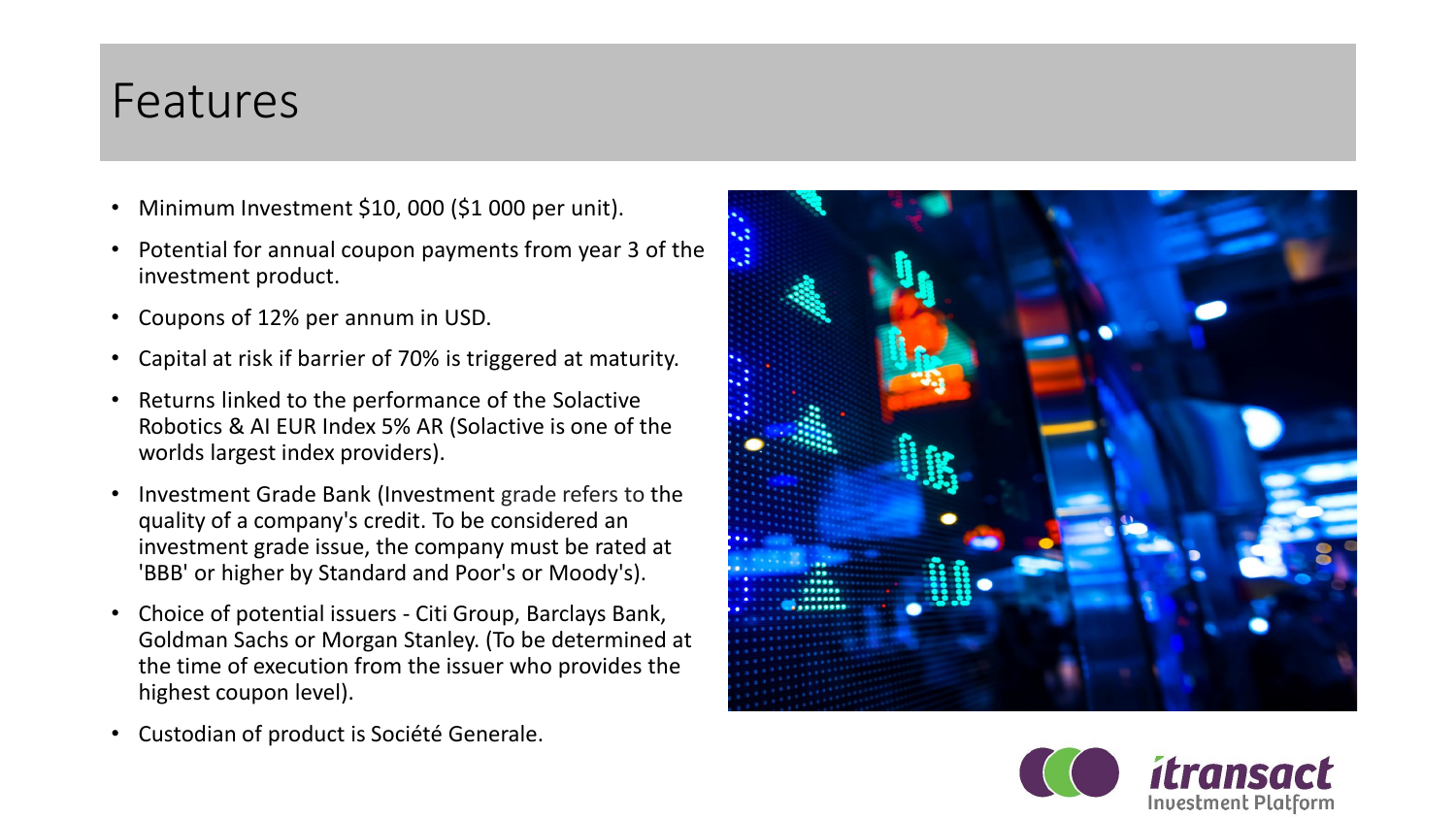# Features

- Minimum Investment $10, 000 ($1 000 per unit).
- Potential for annual coupon payments from year 3 of the investment product.
- Coupons of 12% per annum in USD.
- Capital at risk if barrier of 70% is triggered at maturity.
- Returns linked to the performance of the Solactive Robotics & AI EUR Index 5% AR (Solactive is one of the worlds largest index providers).
- Investment Grade Bank (Investment grade refers to the quality of a company's credit. To be considered an investment grade issue, the company must be rated at 'BBB' or higher by Standard and Poor's or Moody's).
- Choice of potential issuers - Citi Group, Barclays Bank, Goldman Sachs or Morgan Stanley. (To be determined at the time of execution from the issuer who provides the highest coupon level).
- Custodian of product is Société Generale.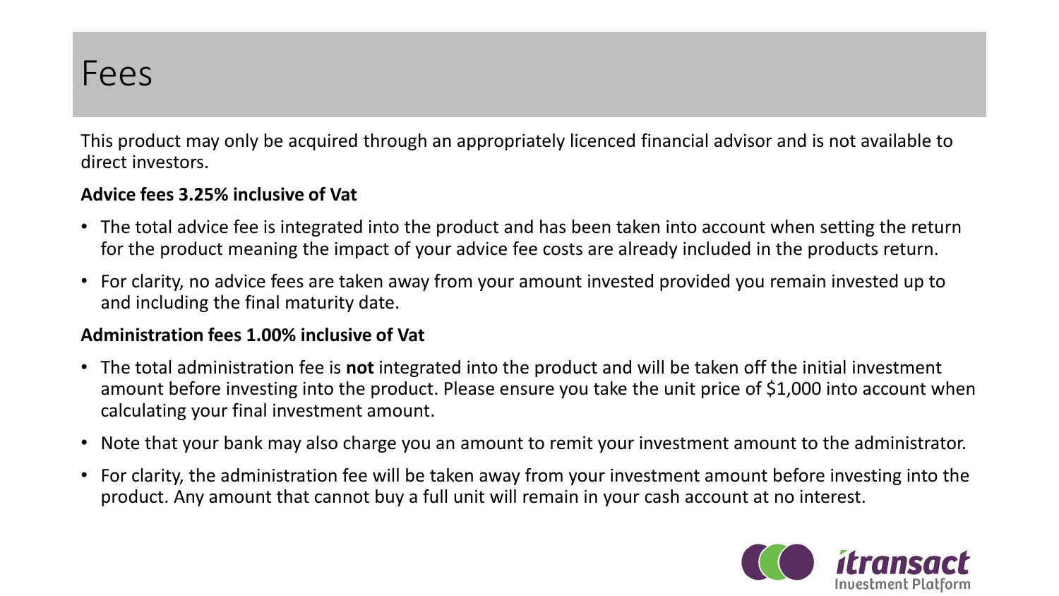# Fees

This product may only be acquired through an appropriately licenced financial advisor and is not available to direct investors.

**Advice fees 3.25% inclusive of Vat**

- The total advice fee is integrated into the product and has been taken into account when setting the return for the product meaning the impact of your advice fee costs are already included in the products return.
- For clarity, no advice fees are taken away from your amount invested provided you remain invested up to and including the final maturity date.

**Administration fees 1.00% inclusive of Vat**

- The total administration fee is **not** integrated into the product and will be taken off the initial investment amount before investing into the product. Please ensure you take the unit price of $1,000 into account when calculating your final investment amount.
- Note that your bank may also charge you an amount to remit your investment amount to the administrator.
- For clarity, the administration fee will be taken away from your investment amount before investing into the product. Any amount that cannot buy a full unit will remain in your cash account at no interest.

itransact
Investment Platform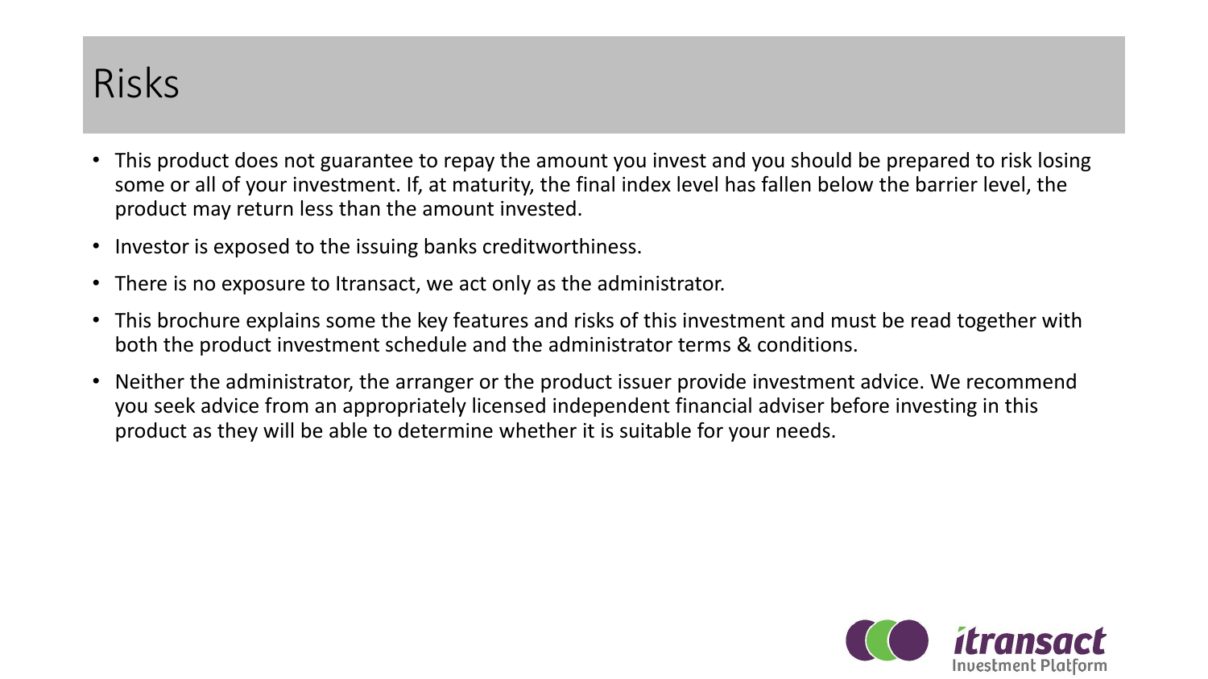# Risks

- This product does not guarantee to repay the amount you invest and you should be prepared to risk losing some or all of your investment. If, at maturity, the final index level has fallen below the barrier level, the product may return less than the amount invested.
- Investor is exposed to the issuing banks creditworthiness.
- There is no exposure to Itransact, we act only as the administrator.
- This brochure explains some the key features and risks of this investment and must be read together with both the product investment schedule and the administrator terms & conditions.
- Neither the administrator, the arranger or the product issuer provide investment advice. We recommend you seek advice from an appropriately licensed independent financial adviser before investing in this product as they will be able to determine whether it is suitable for your needs.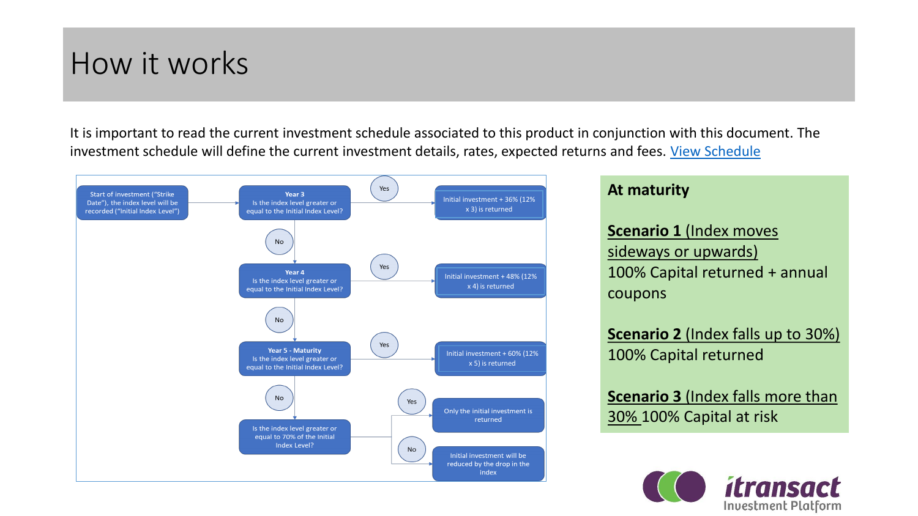# How it works

It is important to read the current investment schedule associated to this product in conjunction with this document. The investment schedule will define the current investment details, rates, expected returns and fees. [View Schedule]

Start of investment ("Strike Date"), the index level will be recorded ("Initial Index Level")

**Year 3**
Is the index level greater or equal to the Initial Index Level?

- Yes → Initial investment + 36% (12% x 3) is returned
- No → Year 4

**Year 4**
Is the index level greater or equal to the Initial Index Level?

- Yes → Initial investment + 48% (12% x 4) is returned
- No → Year 5 - Maturity

**Year 5 - Maturity**
Is the index level greater or equal to the Initial Index Level?

- Yes → Initial investment + 60% (12% x 5) is returned
- No → Is the index level greater or equal to 70% of the Initial Index Level?
  - Yes → Only the initial investment is returned
  - No → Initial investment will be reduced by the drop in the index

**At maturity**

**Scenario 1** (Index moves sideways or upwards)
100% Capital returned + annual coupons

**Scenario 2** (Index falls up to 30%)
100% Capital returned

**Scenario 3** (Index falls more than 30%) 100% Capital at risk

itransact Investment Platform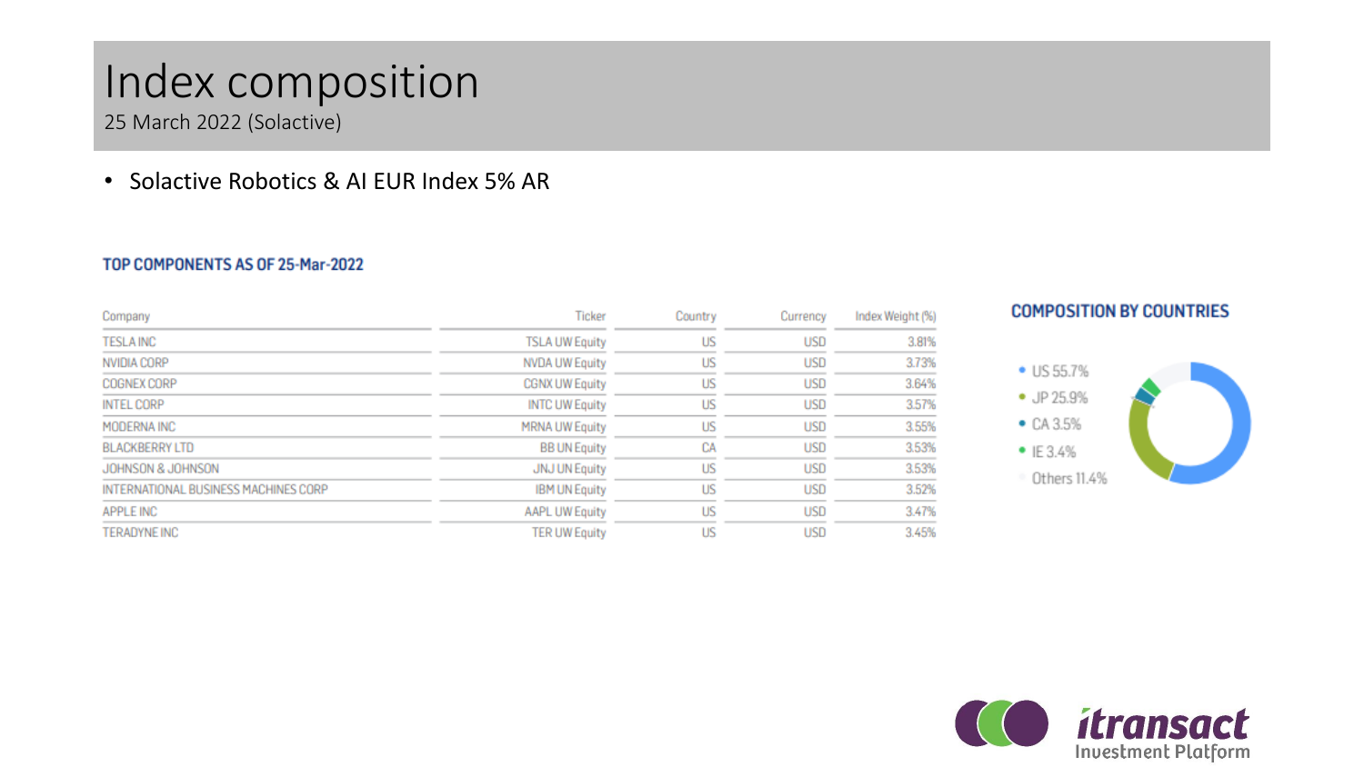# Index composition

25 March 2022 (Solactive)

- Solactive Robotics & AI EUR Index 5% AR

### TOP COMPONENTS AS OF 25-Mar-2022

| Company | Ticker | Country | Currency | Index Weight (%) |
|---|---|---|---|---|
| TESLA INC | TSLA UW Equity | US | USD | 3.81% |
| NVIDIA CORP | NVDA UW Equity | US | USD | 3.73% |
| COGNEX CORP | CGNX UW Equity | US | USD | 3.64% |
| INTEL CORP | INTC UW Equity | US | USD | 3.57% |
| MODERNA INC | MRNA UW Equity | US | USD | 3.55% |
| BLACKBERRY LTD | BB UN Equity | CA | USD | 3.53% |
| JOHNSON & JOHNSON | JNJ UN Equity | US | USD | 3.53% |
| INTERNATIONAL BUSINESS MACHINES CORP | IBM UN Equity | US | USD | 3.52% |
| APPLE INC | AAPL UW Equity | US | USD | 3.47% |
| TERADYNE INC | TER UW Equity | US | USD | 3.45% |

### COMPOSITION BY COUNTRIES

- US 55.7%
- JP 25.9%
- CA 3.5%
- IE 3.4%
- Others 11.4%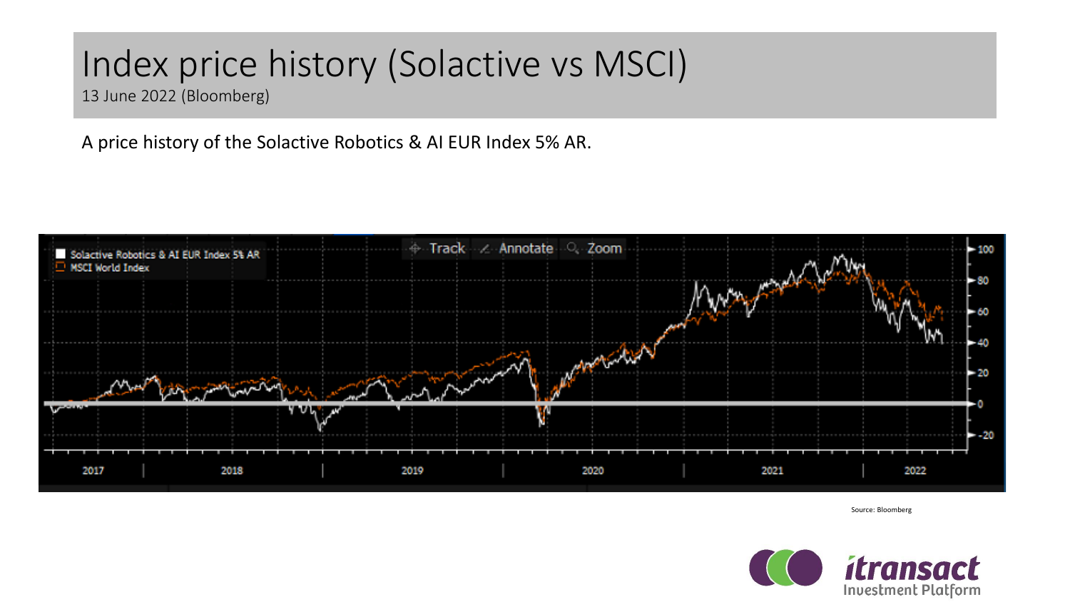# Index price history (Solactive vs MSCI)

13 June 2022 (Bloomberg)

A price history of the Solactive Robotics & AI EUR Index 5% AR.

Source: Bloomberg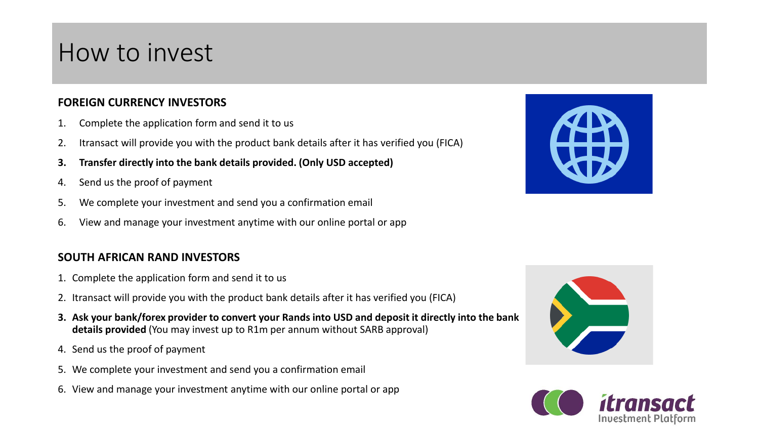# How to invest

**FOREIGN CURRENCY INVESTORS**

1. Complete the application form and send it to us
2. Itransact will provide you with the product bank details after it has verified you (FICA)
3. **Transfer directly into the bank details provided. (Only USD accepted)**
4. Send us the proof of payment
5. We complete your investment and send you a confirmation email
6. View and manage your investment anytime with our online portal or app

**SOUTH AFRICAN RAND INVESTORS**

1. Complete the application form and send it to us
2. Itransact will provide you with the product bank details after it has verified you (FICA)
3. **Ask your bank/forex provider to convert your Rands into USD and deposit it directly into the bank details provided** (You may invest up to R1m per annum without SARB approval)
4. Send us the proof of payment
5. We complete your investment and send you a confirmation email
6. View and manage your investment anytime with our online portal or app

itransact Investment Platform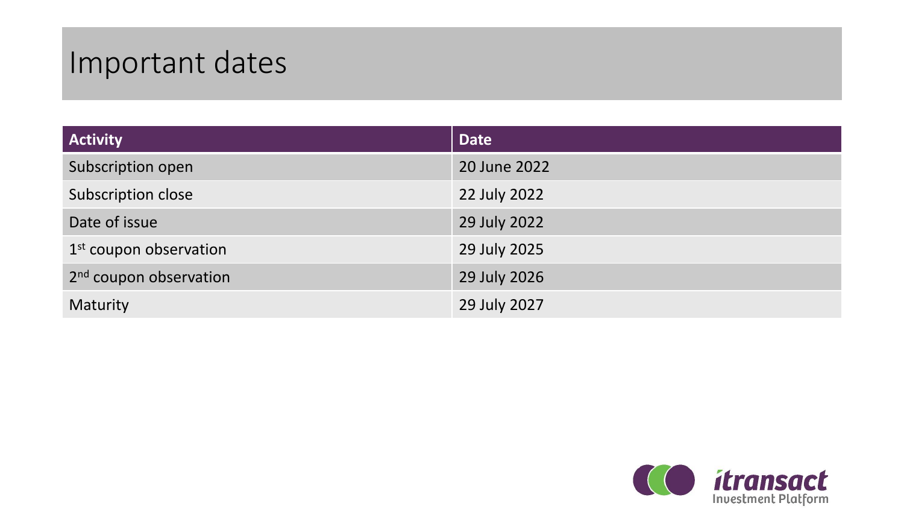# Important dates

| Activity | Date |
| --- | --- |
| Subscription open | 20 June 2022 |
| Subscription close | 22 July 2022 |
| Date of issue | 29 July 2022 |
| 1st coupon observation | 29 July 2025 |
| 2nd coupon observation | 29 July 2026 |
| Maturity | 29 July 2027 |

itransact Investment Platform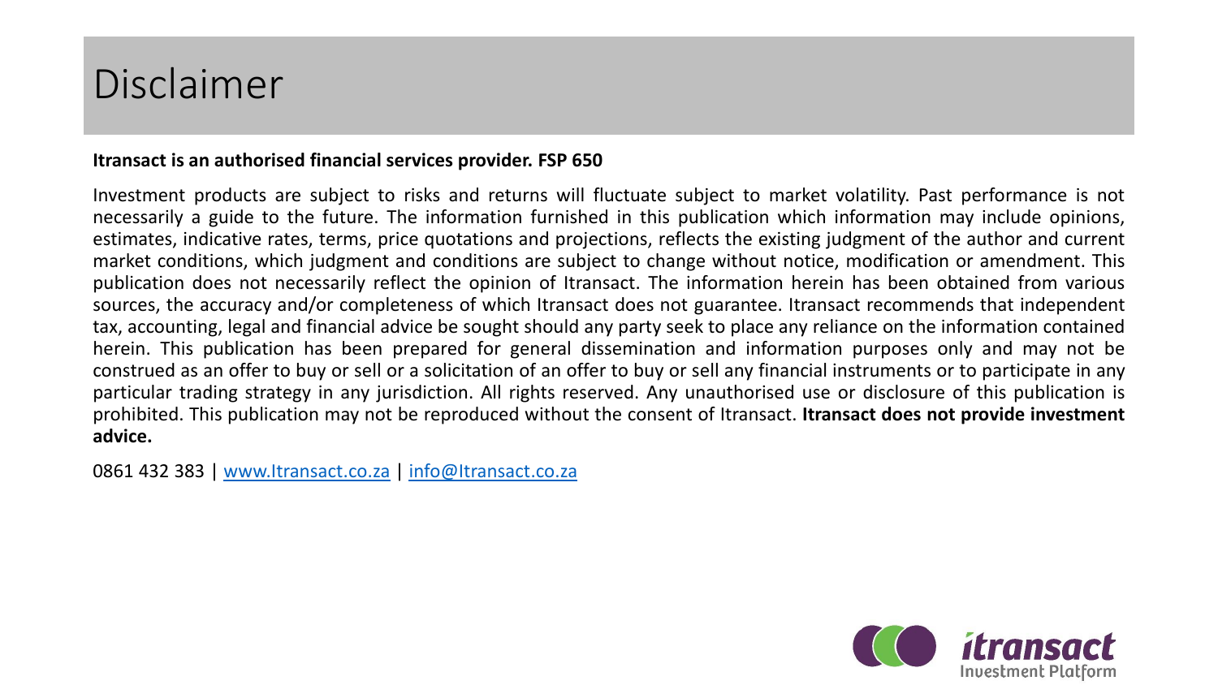# Disclaimer

**Itransact is an authorised financial services provider. FSP 650**

Investment products are subject to risks and returns will fluctuate subject to market volatility. Past performance is not necessarily a guide to the future. The information furnished in this publication which information may include opinions, estimates, indicative rates, terms, price quotations and projections, reflects the existing judgment of the author and current market conditions, which judgment and conditions are subject to change without notice, modification or amendment. This publication does not necessarily reflect the opinion of Itransact. The information herein has been obtained from various sources, the accuracy and/or completeness of which Itransact does not guarantee. Itransact recommends that independent tax, accounting, legal and financial advice be sought should any party seek to place any reliance on the information contained herein. This publication has been prepared for general dissemination and information purposes only and may not be construed as an offer to buy or sell or a solicitation of an offer to buy or sell any financial instruments or to participate in any particular trading strategy in any jurisdiction. All rights reserved. Any unauthorised use or disclosure of this publication is prohibited. This publication may not be reproduced without the consent of Itransact. **Itransact does not provide investment advice.**

0861 432 383 | [www.Itransact.co.za](http://www.Itransact.co.za) | [info@Itransact.co.za](mailto:info@Itransact.co.za)

itransact
Investment Platform